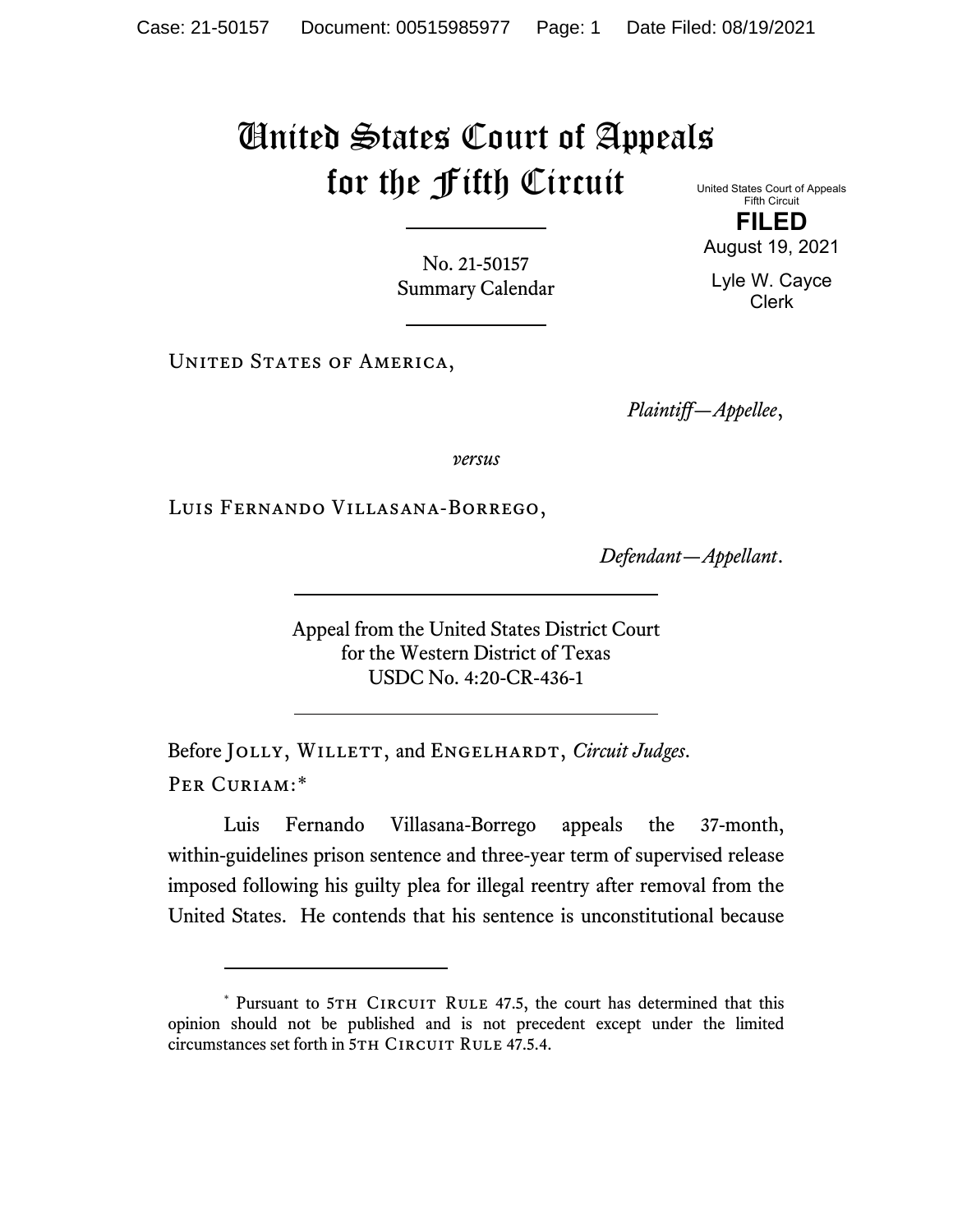# United States Court of Appeals for the Fifth Circuit

United States Court of Appeals
Fifth Circuit

**FILED**

August 19, 2021

Lyle W. Cayce
Clerk

No. 21-50157
Summary Calendar

---

United States of America,

*Plaintiff—Appellee*,

*versus*

Luis Fernando Villasana-Borrego,

*Defendant—Appellant*.

---

Appeal from the United States District Court
for the Western District of Texas
USDC No. 4:20-CR-436-1

---

Before Jolly, Willett, and Engelhardt, *Circuit Judges*.

Per Curiam:*

Luis Fernando Villasana-Borrego appeals the 37-month, within-guidelines prison sentence and three-year term of supervised release imposed following his guilty plea for illegal reentry after removal from the United States. He contends that his sentence is unconstitutional because

---

\* Pursuant to 5th Circuit Rule 47.5, the court has determined that this opinion should not be published and is not precedent except under the limited circumstances set forth in 5th Circuit Rule 47.5.4.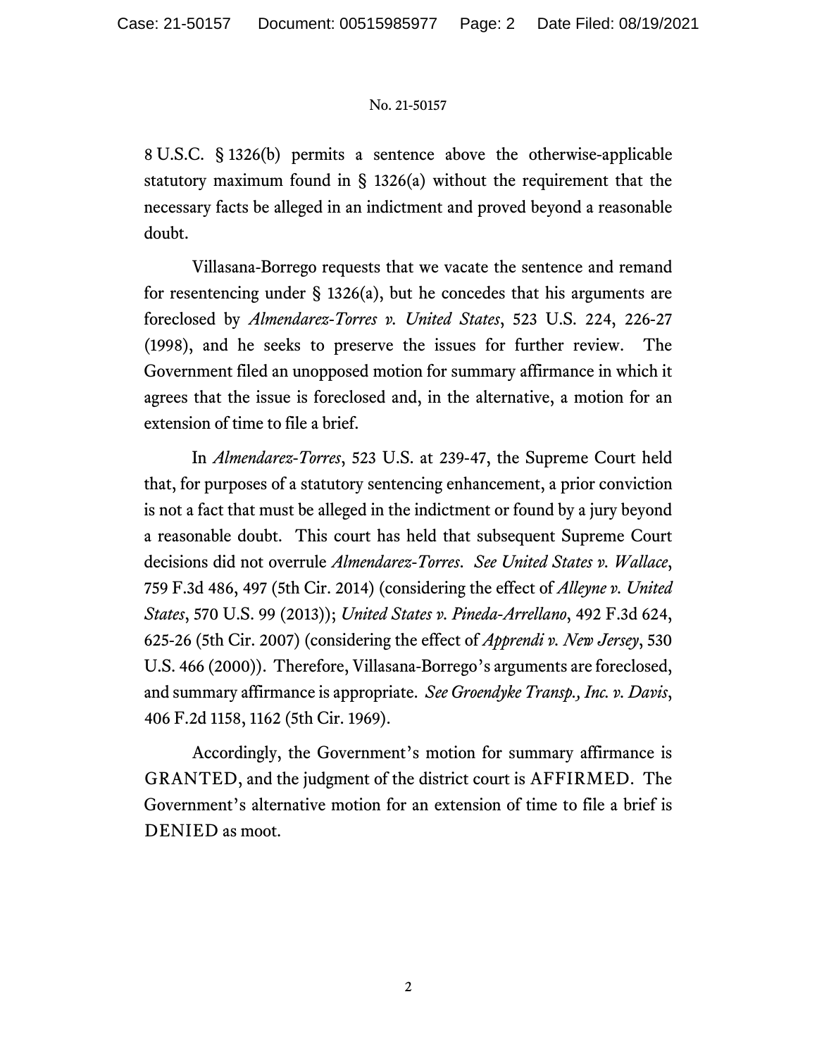8 U.S.C. § 1326(b) permits a sentence above the otherwise-applicable statutory maximum found in § 1326(a) without the requirement that the necessary facts be alleged in an indictment and proved beyond a reasonable doubt.

Villasana-Borrego requests that we vacate the sentence and remand for resentencing under § 1326(a), but he concedes that his arguments are foreclosed by *Almendarez-Torres v. United States*, 523 U.S. 224, 226-27 (1998), and he seeks to preserve the issues for further review. The Government filed an unopposed motion for summary affirmance in which it agrees that the issue is foreclosed and, in the alternative, a motion for an extension of time to file a brief.

In *Almendarez-Torres*, 523 U.S. at 239-47, the Supreme Court held that, for purposes of a statutory sentencing enhancement, a prior conviction is not a fact that must be alleged in the indictment or found by a jury beyond a reasonable doubt. This court has held that subsequent Supreme Court decisions did not overrule *Almendarez-Torres*. *See United States v. Wallace*, 759 F.3d 486, 497 (5th Cir. 2014) (considering the effect of *Alleyne v. United States*, 570 U.S. 99 (2013)); *United States v. Pineda-Arrellano*, 492 F.3d 624, 625-26 (5th Cir. 2007) (considering the effect of *Apprendi v. New Jersey*, 530 U.S. 466 (2000)). Therefore, Villasana-Borrego's arguments are foreclosed, and summary affirmance is appropriate. *See Groendyke Transp., Inc. v. Davis*, 406 F.2d 1158, 1162 (5th Cir. 1969).

Accordingly, the Government's motion for summary affirmance is GRANTED, and the judgment of the district court is AFFIRMED. The Government's alternative motion for an extension of time to file a brief is DENIED as moot.